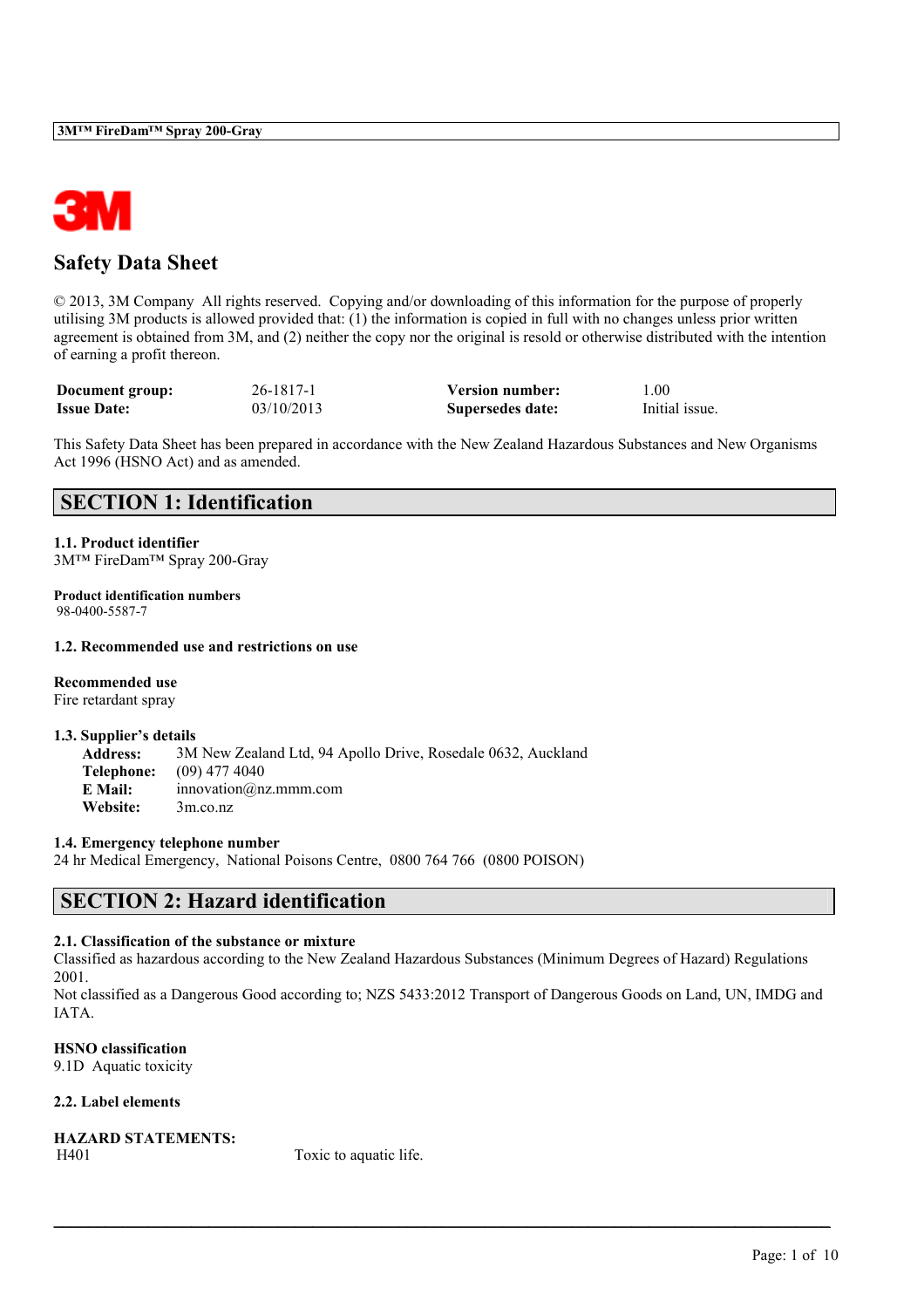# Safety Data Sheet

© 2013, 3M Company All rights reserved. Copying and/or downloading of this information for the purpose of properly utilising 3M products is allowed provided that: (1) the information is copied in full with no changes unless prior written agreement is obtained from 3M, and (2) neither the copy nor the original is resold or otherwise distributed with the intention of earning a profit thereon.

| **Document group:** | 26-1817-1 | **Version number:** | 1.00 |
|---|---|---|---|
| **Issue Date:** | 03/10/2013 | **Supersedes date:** | Initial issue. |

This Safety Data Sheet has been prepared in accordance with the New Zealand Hazardous Substances and New Organisms Act 1996 (HSNO Act) and as amended.

## SECTION 1: Identification

**1.1. Product identifier**
3M™ FireDam™ Spray 200-Gray

**Product identification numbers**
98-0400-5587-7

**1.2. Recommended use and restrictions on use**

**Recommended use**
Fire retardant spray

**1.3. Supplier's details**

**Address:** 3M New Zealand Ltd, 94 Apollo Drive, Rosedale 0632, Auckland
**Telephone:** (09) 477 4040
**E Mail:** innovation@nz.mmm.com
**Website:** 3m.co.nz

**1.4. Emergency telephone number**
24 hr Medical Emergency, National Poisons Centre, 0800 764 766 (0800 POISON)

## SECTION 2: Hazard identification

**2.1. Classification of the substance or mixture**
Classified as hazardous according to the New Zealand Hazardous Substances (Minimum Degrees of Hazard) Regulations 2001.
Not classified as a Dangerous Good according to; NZS 5433:2012 Transport of Dangerous Goods on Land, UN, IMDG and IATA.

**HSNO classification**
9.1D Aquatic toxicity

**2.2. Label elements**

**HAZARD STATEMENTS:**

| | |
|---|---|
| H401 | Toxic to aquatic life. |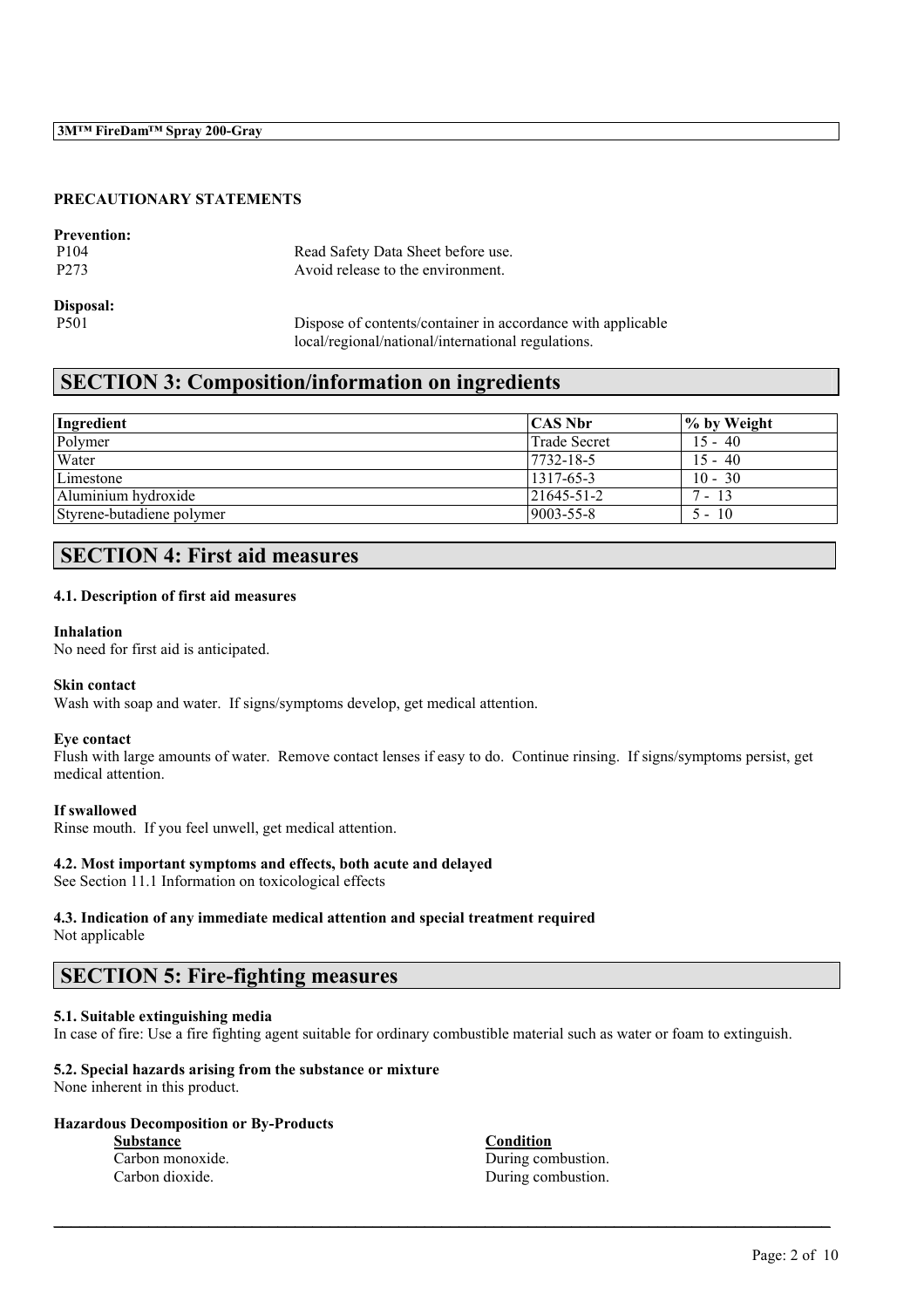### PRECAUTIONARY STATEMENTS

**Prevention:**

| | |
|---|---|
| P104 | Read Safety Data Sheet before use. |
| P273 | Avoid release to the environment. |

**Disposal:**

| | |
|---|---|
| P501 | Dispose of contents/container in accordance with applicable local/regional/national/international regulations. |

## SECTION 3: Composition/information on ingredients

| Ingredient | CAS Nbr | % by Weight |
|---|---|---|
| Polymer | Trade Secret | 15 - 40 |
| Water | 7732-18-5 | 15 - 40 |
| Limestone | 1317-65-3 | 10 - 30 |
| Aluminium hydroxide | 21645-51-2 | 7 - 13 |
| Styrene-butadiene polymer | 9003-55-8 | 5 - 10 |

## SECTION 4: First aid measures

### 4.1. Description of first aid measures

**Inhalation**

No need for first aid is anticipated.

**Skin contact**

Wash with soap and water. If signs/symptoms develop, get medical attention.

**Eye contact**

Flush with large amounts of water. Remove contact lenses if easy to do. Continue rinsing. If signs/symptoms persist, get medical attention.

**If swallowed**

Rinse mouth. If you feel unwell, get medical attention.

### 4.2. Most important symptoms and effects, both acute and delayed

See Section 11.1 Information on toxicological effects

### 4.3. Indication of any immediate medical attention and special treatment required

Not applicable

## SECTION 5: Fire-fighting measures

### 5.1. Suitable extinguishing media

In case of fire: Use a fire fighting agent suitable for ordinary combustible material such as water or foam to extinguish.

### 5.2. Special hazards arising from the substance or mixture

None inherent in this product.

**Hazardous Decomposition or By-Products**

| Substance | Condition |
|---|---|
| Carbon monoxide. | During combustion. |
| Carbon dioxide. | During combustion. |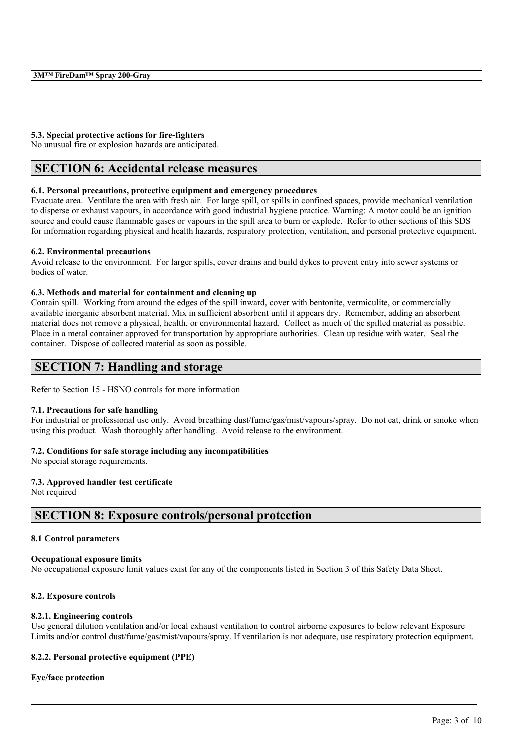### 5.3. Special protective actions for fire-fighters

No unusual fire or explosion hazards are anticipated.

## SECTION 6: Accidental release measures

### 6.1. Personal precautions, protective equipment and emergency procedures

Evacuate area. Ventilate the area with fresh air. For large spill, or spills in confined spaces, provide mechanical ventilation to disperse or exhaust vapours, in accordance with good industrial hygiene practice. Warning: A motor could be an ignition source and could cause flammable gases or vapours in the spill area to burn or explode. Refer to other sections of this SDS for information regarding physical and health hazards, respiratory protection, ventilation, and personal protective equipment.

### 6.2. Environmental precautions

Avoid release to the environment. For larger spills, cover drains and build dykes to prevent entry into sewer systems or bodies of water.

### 6.3. Methods and material for containment and cleaning up

Contain spill. Working from around the edges of the spill inward, cover with bentonite, vermiculite, or commercially available inorganic absorbent material. Mix in sufficient absorbent until it appears dry. Remember, adding an absorbent material does not remove a physical, health, or environmental hazard. Collect as much of the spilled material as possible. Place in a metal container approved for transportation by appropriate authorities. Clean up residue with water. Seal the container. Dispose of collected material as soon as possible.

## SECTION 7: Handling and storage

Refer to Section 15 - HSNO controls for more information

### 7.1. Precautions for safe handling

For industrial or professional use only. Avoid breathing dust/fume/gas/mist/vapours/spray. Do not eat, drink or smoke when using this product. Wash thoroughly after handling. Avoid release to the environment.

### 7.2. Conditions for safe storage including any incompatibilities

No special storage requirements.

### 7.3. Approved handler test certificate

Not required

## SECTION 8: Exposure controls/personal protection

### 8.1 Control parameters

#### Occupational exposure limits

No occupational exposure limit values exist for any of the components listed in Section 3 of this Safety Data Sheet.

### 8.2. Exposure controls

#### 8.2.1. Engineering controls

Use general dilution ventilation and/or local exhaust ventilation to control airborne exposures to below relevant Exposure Limits and/or control dust/fume/gas/mist/vapours/spray. If ventilation is not adequate, use respiratory protection equipment.

#### 8.2.2. Personal protective equipment (PPE)

**Eye/face protection**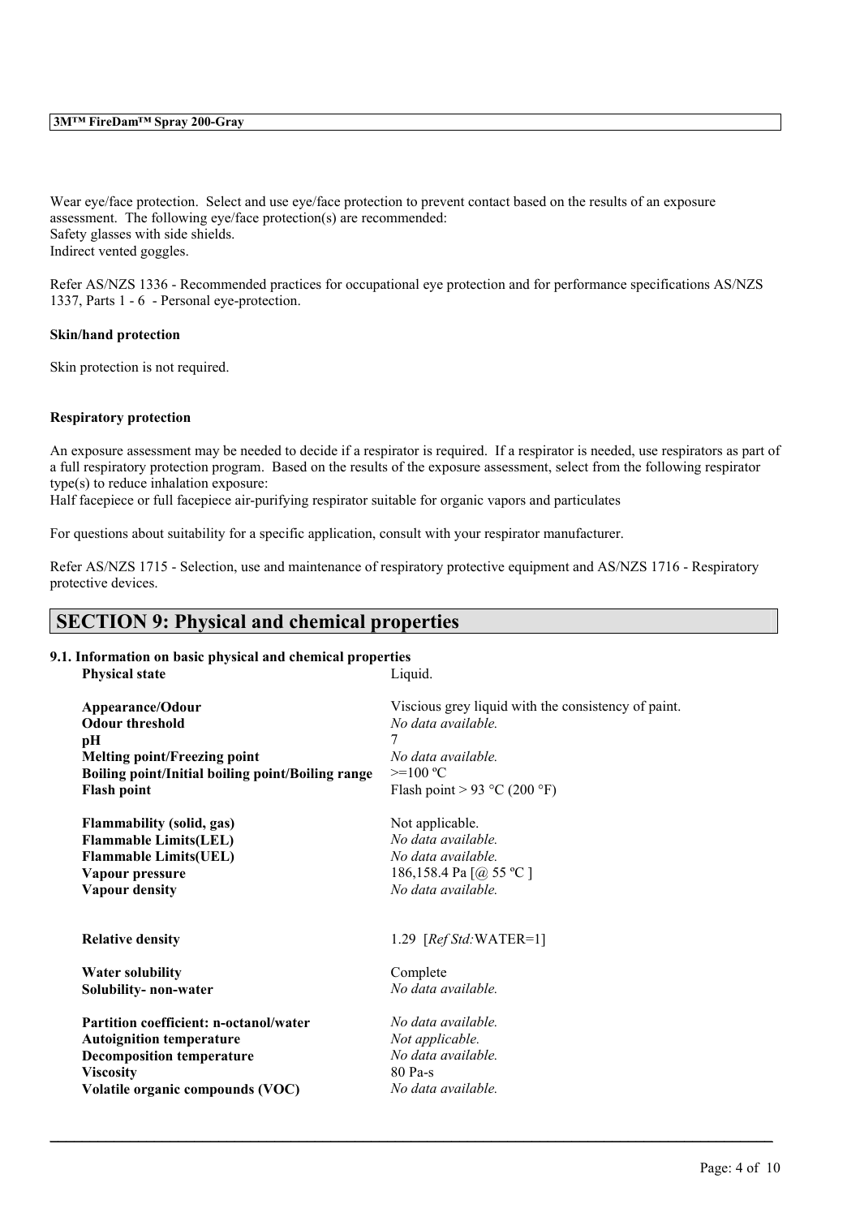Wear eye/face protection. Select and use eye/face protection to prevent contact based on the results of an exposure assessment. The following eye/face protection(s) are recommended:
Safety glasses with side shields.
Indirect vented goggles.

Refer AS/NZS 1336 - Recommended practices for occupational eye protection and for performance specifications AS/NZS 1337, Parts 1 - 6 - Personal eye-protection.

**Skin/hand protection**

Skin protection is not required.

**Respiratory protection**

An exposure assessment may be needed to decide if a respirator is required. If a respirator is needed, use respirators as part of a full respiratory protection program. Based on the results of the exposure assessment, select from the following respirator type(s) to reduce inhalation exposure:
Half facepiece or full facepiece air-purifying respirator suitable for organic vapors and particulates

For questions about suitability for a specific application, consult with your respirator manufacturer.

Refer AS/NZS 1715 - Selection, use and maintenance of respiratory protective equipment and AS/NZS 1716 - Respiratory protective devices.

## SECTION 9: Physical and chemical properties

### 9.1. Information on basic physical and chemical properties

| | |
|---|---|
| **Physical state** | Liquid. |
| **Appearance/Odour** | Viscious grey liquid with the consistency of paint. |
| **Odour threshold** | *No data available.* |
| **pH** | 7 |
| **Melting point/Freezing point** | *No data available.* |
| **Boiling point/Initial boiling point/Boiling range** | >=100 ºC |
| **Flash point** | Flash point > 93 °C (200 °F) |
| **Flammability (solid, gas)** | Not applicable. |
| **Flammable Limits(LEL)** | *No data available.* |
| **Flammable Limits(UEL)** | *No data available.* |
| **Vapour pressure** | 186,158.4 Pa [@ 55 ºC ] |
| **Vapour density** | *No data available.* |
| **Relative density** | 1.29 [*Ref Std:*WATER=1] |
| **Water solubility** | Complete |
| **Solubility- non-water** | *No data available.* |
| **Partition coefficient: n-octanol/water** | *No data available.* |
| **Autoignition temperature** | *Not applicable.* |
| **Decomposition temperature** | *No data available.* |
| **Viscosity** | 80 Pa-s |
| **Volatile organic compounds (VOC)** | *No data available.* |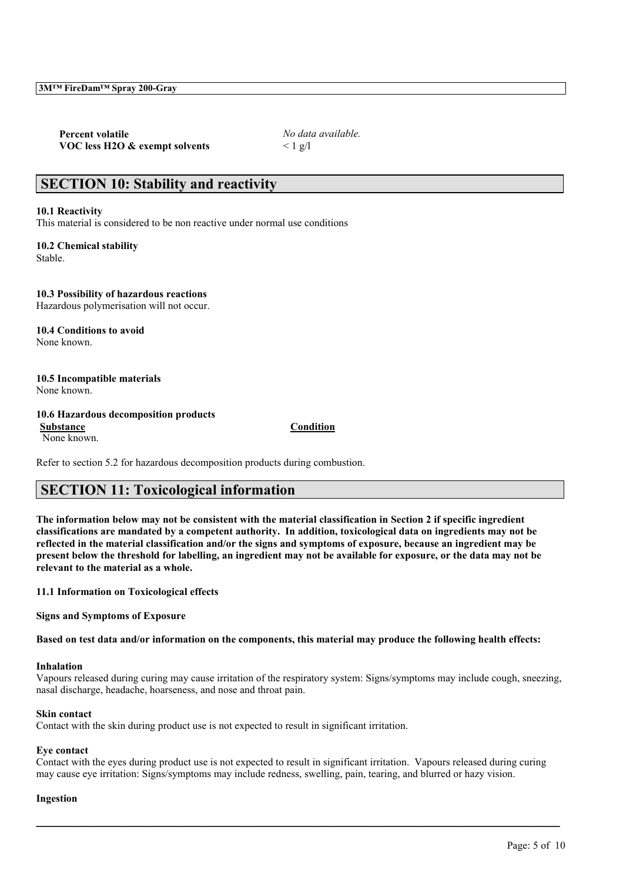| | |
|---|---|
| **Percent volatile** | *No data available.* |
| **VOC less H2O & exempt solvents** | < 1 g/l |

## SECTION 10: Stability and reactivity

**10.1 Reactivity**

This material is considered to be non reactive under normal use conditions

**10.2 Chemical stability**

Stable.

**10.3 Possibility of hazardous reactions**

Hazardous polymerisation will not occur.

**10.4 Conditions to avoid**

None known.

**10.5 Incompatible materials**

None known.

**10.6 Hazardous decomposition products**

| Substance | Condition |
|---|---|
| None known. | |

Refer to section 5.2 for hazardous decomposition products during combustion.

## SECTION 11: Toxicological information

**The information below may not be consistent with the material classification in Section 2 if specific ingredient classifications are mandated by a competent authority. In addition, toxicological data on ingredients may not be reflected in the material classification and/or the signs and symptoms of exposure, because an ingredient may be present below the threshold for labelling, an ingredient may not be available for exposure, or the data may not be relevant to the material as a whole.**

**11.1 Information on Toxicological effects**

**Signs and Symptoms of Exposure**

**Based on test data and/or information on the components, this material may produce the following health effects:**

**Inhalation**

Vapours released during curing may cause irritation of the respiratory system: Signs/symptoms may include cough, sneezing, nasal discharge, headache, hoarseness, and nose and throat pain.

**Skin contact**

Contact with the skin during product use is not expected to result in significant irritation.

**Eye contact**

Contact with the eyes during product use is not expected to result in significant irritation. Vapours released during curing may cause eye irritation: Signs/symptoms may include redness, swelling, pain, tearing, and blurred or hazy vision.

**Ingestion**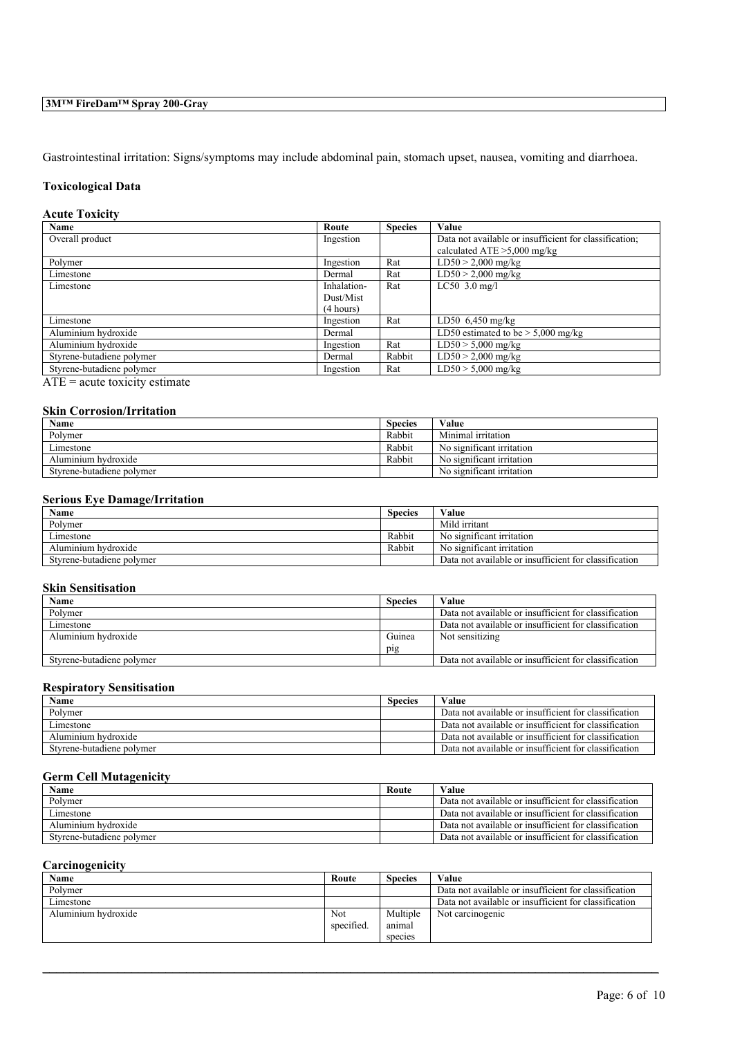Gastrointestinal irritation: Signs/symptoms may include abdominal pain, stomach upset, nausea, vomiting and diarrhoea.

### Toxicological Data

#### Acute Toxicity

| Name | Route | Species | Value |
|---|---|---|---|
| Overall product | Ingestion | | Data not available or insufficient for classification; calculated ATE >5,000 mg/kg |
| Polymer | Ingestion | Rat | LD50 > 2,000 mg/kg |
| Limestone | Dermal | Rat | LD50 > 2,000 mg/kg |
| Limestone | Inhalation-Dust/Mist (4 hours) | Rat | LC50 3.0 mg/l |
| Limestone | Ingestion | Rat | LD50 6,450 mg/kg |
| Aluminium hydroxide | Dermal | | LD50 estimated to be > 5,000 mg/kg |
| Aluminium hydroxide | Ingestion | Rat | LD50 > 5,000 mg/kg |
| Styrene-butadiene polymer | Dermal | Rabbit | LD50 > 2,000 mg/kg |
| Styrene-butadiene polymer | Ingestion | Rat | LD50 > 5,000 mg/kg |

ATE = acute toxicity estimate

#### Skin Corrosion/Irritation

| Name | Species | Value |
|---|---|---|
| Polymer | Rabbit | Minimal irritation |
| Limestone | Rabbit | No significant irritation |
| Aluminium hydroxide | Rabbit | No significant irritation |
| Styrene-butadiene polymer | | No significant irritation |

#### Serious Eye Damage/Irritation

| Name | Species | Value |
|---|---|---|
| Polymer | | Mild irritant |
| Limestone | Rabbit | No significant irritation |
| Aluminium hydroxide | Rabbit | No significant irritation |
| Styrene-butadiene polymer | | Data not available or insufficient for classification |

#### Skin Sensitisation

| Name | Species | Value |
|---|---|---|
| Polymer | | Data not available or insufficient for classification |
| Limestone | | Data not available or insufficient for classification |
| Aluminium hydroxide | Guinea pig | Not sensitizing |
| Styrene-butadiene polymer | | Data not available or insufficient for classification |

#### Respiratory Sensitisation

| Name | Species | Value |
|---|---|---|
| Polymer | | Data not available or insufficient for classification |
| Limestone | | Data not available or insufficient for classification |
| Aluminium hydroxide | | Data not available or insufficient for classification |
| Styrene-butadiene polymer | | Data not available or insufficient for classification |

#### Germ Cell Mutagenicity

| Name | Route | Value |
|---|---|---|
| Polymer | | Data not available or insufficient for classification |
| Limestone | | Data not available or insufficient for classification |
| Aluminium hydroxide | | Data not available or insufficient for classification |
| Styrene-butadiene polymer | | Data not available or insufficient for classification |

#### Carcinogenicity

| Name | Route | Species | Value |
|---|---|---|---|
| Polymer | | | Data not available or insufficient for classification |
| Limestone | | | Data not available or insufficient for classification |
| Aluminium hydroxide | Not specified. | Multiple animal species | Not carcinogenic |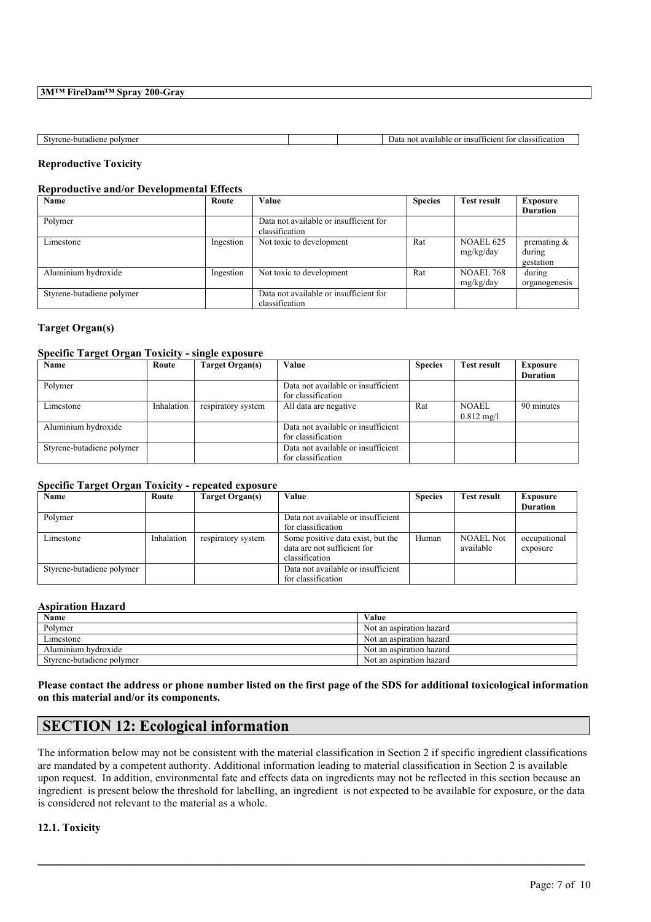| Styrene-butadiene polymer | | | Data not available or insufficient for classification |
|---|---|---|---|

### Reproductive Toxicity

#### Reproductive and/or Developmental Effects

| Name | Route | Value | Species | Test result | Exposure Duration |
|---|---|---|---|---|---|
| Polymer | | Data not available or insufficient for classification | | | |
| Limestone | Ingestion | Not toxic to development | Rat | NOAEL 625 mg/kg/day | premating & during gestation |
| Aluminium hydroxide | Ingestion | Not toxic to development | Rat | NOAEL 768 mg/kg/day | during organogenesis |
| Styrene-butadiene polymer | | Data not available or insufficient for classification | | | |

### Target Organ(s)

#### Specific Target Organ Toxicity - single exposure

| Name | Route | Target Organ(s) | Value | Species | Test result | Exposure Duration |
|---|---|---|---|---|---|---|
| Polymer | | | Data not available or insufficient for classification | | | |
| Limestone | Inhalation | respiratory system | All data are negative | Rat | NOAEL 0.812 mg/l | 90 minutes |
| Aluminium hydroxide | | | Data not available or insufficient for classification | | | |
| Styrene-butadiene polymer | | | Data not available or insufficient for classification | | | |

#### Specific Target Organ Toxicity - repeated exposure

| Name | Route | Target Organ(s) | Value | Species | Test result | Exposure Duration |
|---|---|---|---|---|---|---|
| Polymer | | | Data not available or insufficient for classification | | | |
| Limestone | Inhalation | respiratory system | Some positive data exist, but the data are not sufficient for classification | Human | NOAEL Not available | occupational exposure |
| Styrene-butadiene polymer | | | Data not available or insufficient for classification | | | |

#### Aspiration Hazard

| Name | Value |
|---|---|
| Polymer | Not an aspiration hazard |
| Limestone | Not an aspiration hazard |
| Aluminium hydroxide | Not an aspiration hazard |
| Styrene-butadiene polymer | Not an aspiration hazard |

**Please contact the address or phone number listed on the first page of the SDS for additional toxicological information on this material and/or its components.**

## SECTION 12: Ecological information

The information below may not be consistent with the material classification in Section 2 if specific ingredient classifications are mandated by a competent authority. Additional information leading to material classification in Section 2 is available upon request. In addition, environmental fate and effects data on ingredients may not be reflected in this section because an ingredient is present below the threshold for labelling, an ingredient is not expected to be available for exposure, or the data is considered not relevant to the material as a whole.

### 12.1. Toxicity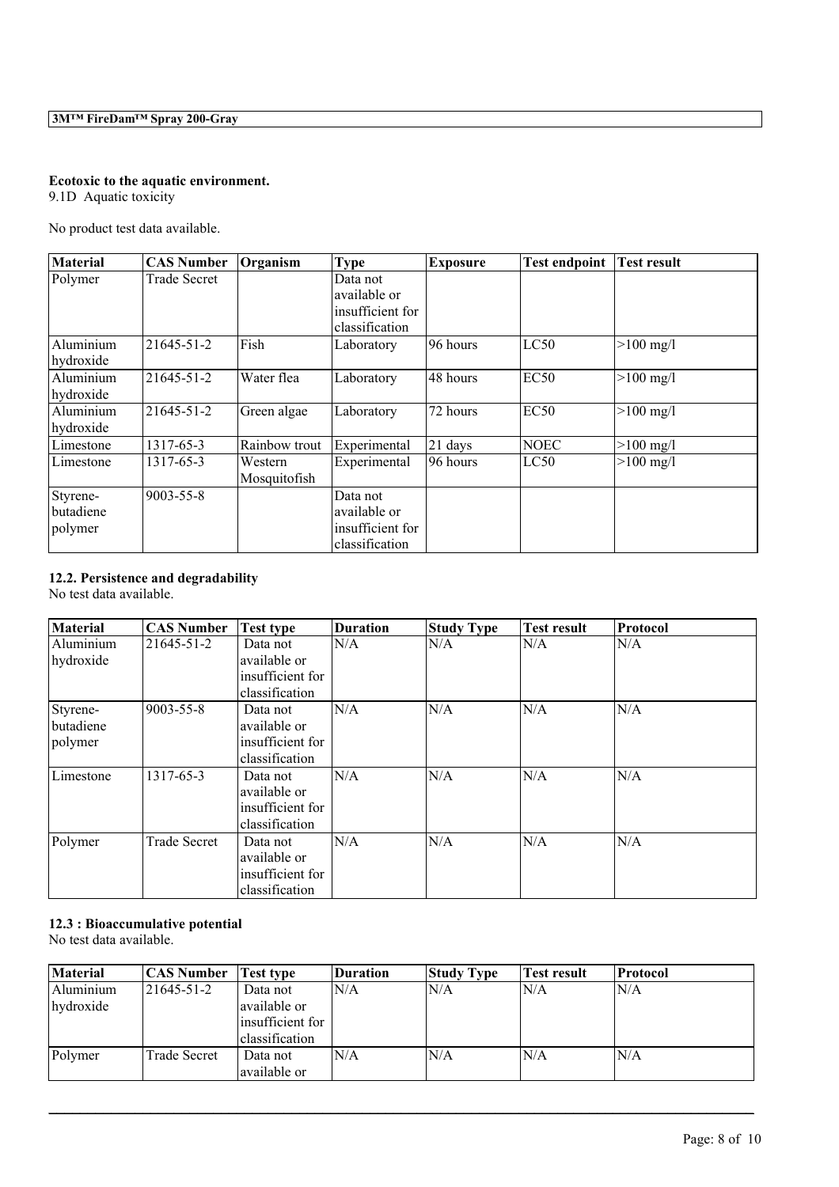**Ecotoxic to the aquatic environment.**

9.1D Aquatic toxicity

No product test data available.

| Material | CAS Number | Organism | Type | Exposure | Test endpoint | Test result |
|---|---|---|---|---|---|---|
| Polymer | Trade Secret | | Data not available or insufficient for classification | | | |
| Aluminium hydroxide | 21645-51-2 | Fish | Laboratory | 96 hours | LC50 | >100 mg/l |
| Aluminium hydroxide | 21645-51-2 | Water flea | Laboratory | 48 hours | EC50 | >100 mg/l |
| Aluminium hydroxide | 21645-51-2 | Green algae | Laboratory | 72 hours | EC50 | >100 mg/l |
| Limestone | 1317-65-3 | Rainbow trout | Experimental | 21 days | NOEC | >100 mg/l |
| Limestone | 1317-65-3 | Western Mosquitofish | Experimental | 96 hours | LC50 | >100 mg/l |
| Styrene-butadiene polymer | 9003-55-8 | | Data not available or insufficient for classification | | | |

### 12.2. Persistence and degradability

No test data available.

| Material | CAS Number | Test type | Duration | Study Type | Test result | Protocol |
|---|---|---|---|---|---|---|
| Aluminium hydroxide | 21645-51-2 | Data not available or insufficient for classification | N/A | N/A | N/A | N/A |
| Styrene-butadiene polymer | 9003-55-8 | Data not available or insufficient for classification | N/A | N/A | N/A | N/A |
| Limestone | 1317-65-3 | Data not available or insufficient for classification | N/A | N/A | N/A | N/A |
| Polymer | Trade Secret | Data not available or insufficient for classification | N/A | N/A | N/A | N/A |

### 12.3 : Bioaccumulative potential

No test data available.

| Material | CAS Number | Test type | Duration | Study Type | Test result | Protocol |
|---|---|---|---|---|---|---|
| Aluminium hydroxide | 21645-51-2 | Data not available or insufficient for classification | N/A | N/A | N/A | N/A |
| Polymer | Trade Secret | Data not available or | N/A | N/A | N/A | N/A |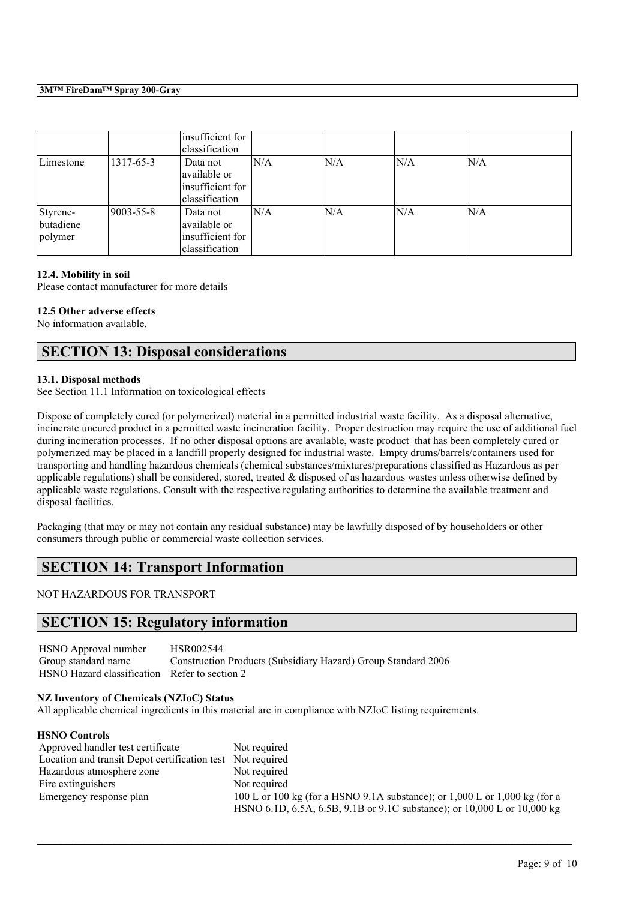|  |  | insufficient for classification |  |  |  |  |
|---|---|---|---|---|---|---|
| Limestone | 1317-65-3 | Data not available or insufficient for classification | N/A | N/A | N/A | N/A |
| Styrene-butadiene polymer | 9003-55-8 | Data not available or insufficient for classification | N/A | N/A | N/A | N/A |

**12.4. Mobility in soil**

Please contact manufacturer for more details

**12.5 Other adverse effects**

No information available.

## SECTION 13: Disposal considerations

**13.1. Disposal methods**

See Section 11.1 Information on toxicological effects

Dispose of completely cured (or polymerized) material in a permitted industrial waste facility. As a disposal alternative, incinerate uncured product in a permitted waste incineration facility. Proper destruction may require the use of additional fuel during incineration processes. If no other disposal options are available, waste product that has been completely cured or polymerized may be placed in a landfill properly designed for industrial waste. Empty drums/barrels/containers used for transporting and handling hazardous chemicals (chemical substances/mixtures/preparations classified as Hazardous as per applicable regulations) shall be considered, stored, treated & disposed of as hazardous wastes unless otherwise defined by applicable waste regulations. Consult with the respective regulating authorities to determine the available treatment and disposal facilities.

Packaging (that may or may not contain any residual substance) may be lawfully disposed of by householders or other consumers through public or commercial waste collection services.

## SECTION 14: Transport Information

NOT HAZARDOUS FOR TRANSPORT

## SECTION 15: Regulatory information

| | |
|---|---|
| HSNO Approval number | HSR002544 |
| Group standard name | Construction Products (Subsidiary Hazard) Group Standard 2006 |
| HSNO Hazard classification | Refer to section 2 |

**NZ Inventory of Chemicals (NZIoC) Status**

All applicable chemical ingredients in this material are in compliance with NZIoC listing requirements.

**HSNO Controls**

| | |
|---|---|
| Approved handler test certificate | Not required |
| Location and transit Depot certification test | Not required |
| Hazardous atmosphere zone | Not required |
| Fire extinguishers | Not required |
| Emergency response plan | 100 L or 100 kg (for a HSNO 9.1A substance); or 1,000 L or 1,000 kg (for a HSNO 6.1D, 6.5A, 6.5B, 9.1B or 9.1C substance); or 10,000 L or 10,000 kg |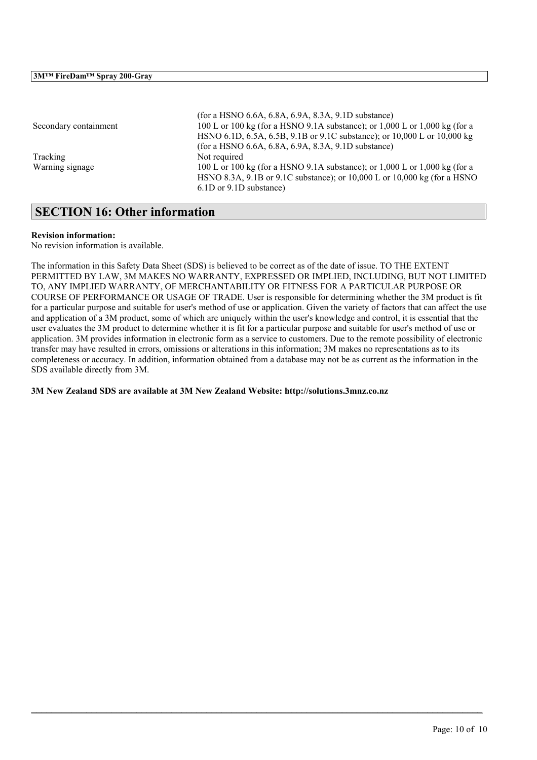| | |
|---|---|
| | (for a HSNO 6.6A, 6.8A, 6.9A, 8.3A, 9.1D substance) |
| Secondary containment | 100 L or 100 kg (for a HSNO 9.1A substance); or 1,000 L or 1,000 kg (for a HSNO 6.1D, 6.5A, 6.5B, 9.1B or 9.1C substance); or 10,000 L or 10,000 kg (for a HSNO 6.6A, 6.8A, 6.9A, 8.3A, 9.1D substance) |
| Tracking | Not required |
| Warning signage | 100 L or 100 kg (for a HSNO 9.1A substance); or 1,000 L or 1,000 kg (for a HSNO 8.3A, 9.1B or 9.1C substance); or 10,000 L or 10,000 kg (for a HSNO 6.1D or 9.1D substance) |

## SECTION 16: Other information

**Revision information:**
No revision information is available.

The information in this Safety Data Sheet (SDS) is believed to be correct as of the date of issue. TO THE EXTENT PERMITTED BY LAW, 3M MAKES NO WARRANTY, EXPRESSED OR IMPLIED, INCLUDING, BUT NOT LIMITED TO, ANY IMPLIED WARRANTY, OF MERCHANTABILITY OR FITNESS FOR A PARTICULAR PURPOSE OR COURSE OF PERFORMANCE OR USAGE OF TRADE. User is responsible for determining whether the 3M product is fit for a particular purpose and suitable for user's method of use or application. Given the variety of factors that can affect the use and application of a 3M product, some of which are uniquely within the user's knowledge and control, it is essential that the user evaluates the 3M product to determine whether it is fit for a particular purpose and suitable for user's method of use or application. 3M provides information in electronic form as a service to customers. Due to the remote possibility of electronic transfer may have resulted in errors, omissions or alterations in this information; 3M makes no representations as to its completeness or accuracy. In addition, information obtained from a database may not be as current as the information in the SDS available directly from 3M.

**3M New Zealand SDS are available at 3M New Zealand Website: http://solutions.3mnz.co.nz**